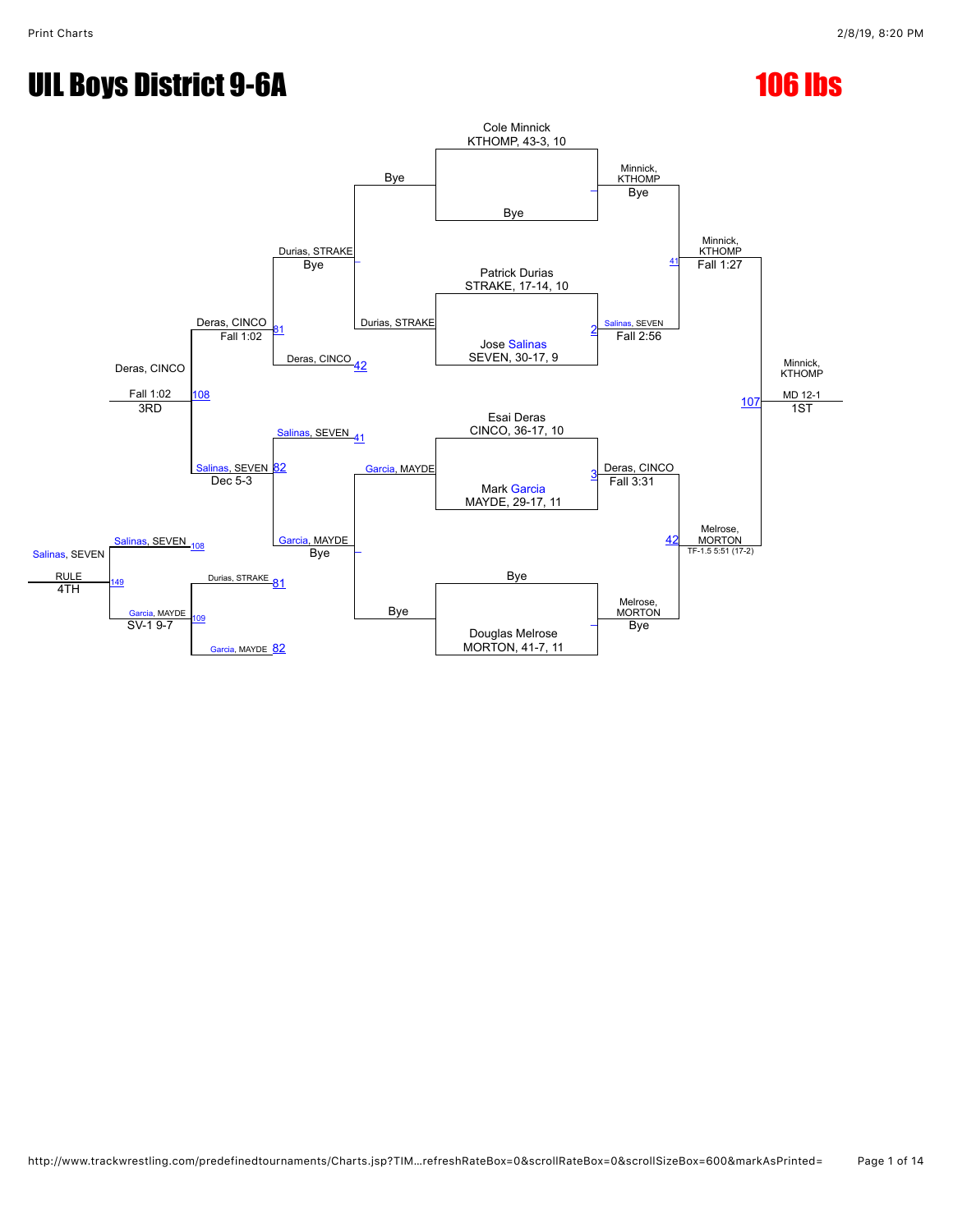# UIL Boys District 9-6A

# 106 lbs

## Championship Bracket

**First Round**

- Cole Minnick, KTHOMP, 43-3, 10 vs. Bye — Minnick, KTHOMP (Bye)
- Patrick Durias, STRAKE, 17-14, 10 vs. Jose Salinas, SEVEN, 30-17, 9 — Salinas, SEVEN (Fall 2:56) [2]
- Esai Deras, CINCO, 36-17, 10 vs. Mark Garcia, MAYDE, 29-17, 11 — Deras, CINCO (Fall 3:31) [3]
- Bye vs. Douglas Melrose, MORTON, 41-7, 11 — Melrose, MORTON (Bye)

**Semifinals**

- Minnick, KTHOMP vs. Salinas, SEVEN — Minnick, KTHOMP (Fall 1:27) [41]
- Deras, CINCO vs. Melrose, MORTON — Melrose, MORTON (TF-1.5 5:51 (17-2)) [42]

**Final**

- Minnick, KTHOMP vs. Melrose, MORTON — Minnick, KTHOMP (MD 12-1) [107] — 1ST

## Consolation Bracket

- Bye vs. Durias, STRAKE — Durias, STRAKE
- Garcia, MAYDE vs. Bye — Garcia, MAYDE
- Durias, STRAKE vs. Deras, CINCO [42] — Deras, CINCO (Fall 1:02) [81]
- Salinas, SEVEN [41] vs. Garcia, MAYDE — Salinas, SEVEN (Dec 5-3) [82]
- Deras, CINCO vs. Salinas, SEVEN — Deras, CINCO (Fall 1:02) [108] — 3RD
- Durias, STRAKE [81] vs. Garcia, MAYDE [82] — Garcia, MAYDE (SV-1 9-7) [109]
- Salinas, SEVEN [108] vs. Garcia, MAYDE [109] — Salinas, SEVEN (RULE) [149] — 4TH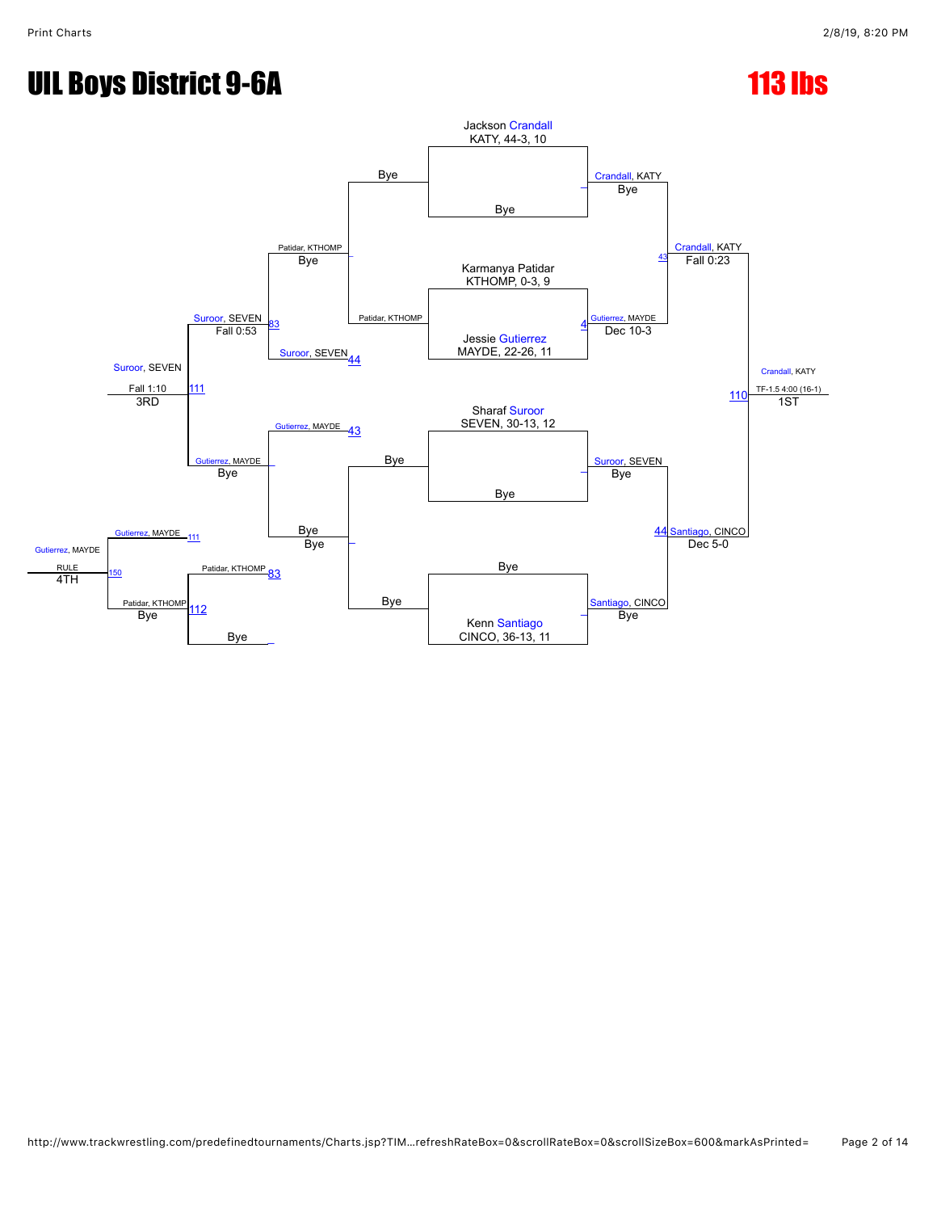# UIL Boys District 9-6A

# 113 lbs

**Championship Bracket**

Jackson Crandall
KATY, 44-3, 10

Bye

Karmanya Patidar
KTHOMP, 0-3, 9

Jessie Gutierrez
MAYDE, 22-26, 11

Sharaf Suroor
SEVEN, 30-13, 12

Bye

Bye

Kenn Santiago
CINCO, 36-13, 11

Crandall, KATY — Bye

Gutierrez, MAYDE — Dec 10-3 (4)

Suroor, SEVEN — Bye

Santiago, CINCO — Bye

Crandall, KATY — Fall 0:23 (43)

Santiago, CINCO — Dec 5-0 (44)

Crandall, KATY — TF-1.5 4:00 (16-1) (110) — 1ST

**Consolation Bracket**

Patidar, KTHOMP — Bye

Suroor, SEVEN (44)

Gutierrez, MAYDE (43)

Bye — Bye

Suroor, SEVEN — Fall 0:53 (83)

Gutierrez, MAYDE — Bye

Suroor, SEVEN — Fall 1:10 (111) — 3RD

Patidar, KTHOMP (83)

Bye

Patidar, KTHOMP — Bye (112)

Gutierrez, MAYDE (111)

Gutierrez, MAYDE — RULE (150) — 4TH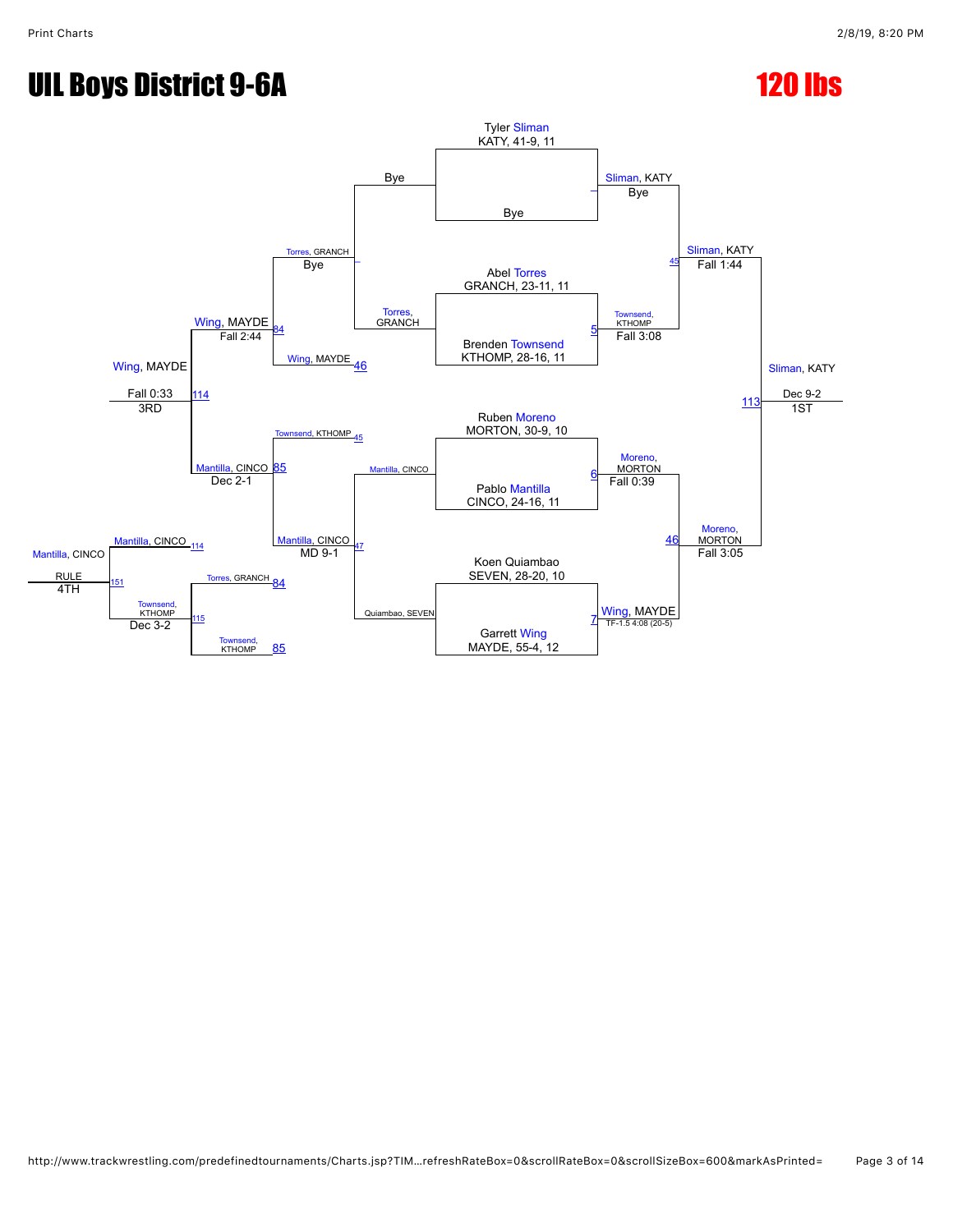# UIL Boys District 9-6A

## 120 lbs

### Championship Bracket

**First Round**

- Tyler Sliman (KATY, 41-9, 11) vs. Bye — Sliman, KATY: Bye
- Abel Torres (GRANCH, 23-11, 11) vs. Brenden Townsend (KTHOMP, 28-16, 11) — Townsend, KTHOMP: Fall 3:08 (Bout 5)
- Ruben Moreno (MORTON, 30-9, 10) vs. Pablo Mantilla (CINCO, 24-16, 11) — Moreno, MORTON: Fall 0:39 (Bout 6)
- Koen Quiambao (SEVEN, 28-20, 10) vs. Garrett Wing (MAYDE, 55-4, 12) — Wing, MAYDE: TF-1.5 4:08 (20-5) (Bout 7)

**Semifinals**

- Sliman, KATY vs. Townsend, KTHOMP — Sliman, KATY: Fall 1:44 (Bout 45)
- Moreno, MORTON vs. Wing, MAYDE — Moreno, MORTON: Fall 3:05 (Bout 46)

**Final**

- Sliman, KATY vs. Moreno, MORTON — Sliman, KATY: Dec 9-2 (Bout 113) — 1ST

### Consolation Bracket

- Bye vs. Torres, GRANCH — Torres, GRANCH: Bye
- Mantilla, CINCO vs. Quiambao, SEVEN — Mantilla, CINCO: MD 9-1 (Bout 47)
- Torres, GRANCH vs. Wing, MAYDE (Bout 46) — Wing, MAYDE: Fall 2:44 (Bout 84)
- Townsend, KTHOMP (Bout 45) vs. Mantilla, CINCO — Mantilla, CINCO: Dec 2-1 (Bout 85)

**3rd Place**

- Wing, MAYDE vs. Mantilla, CINCO — Wing, MAYDE: Fall 0:33 (Bout 114) — 3RD

**4th Place**

- Torres, GRANCH (Bout 84) vs. Townsend, KTHOMP (Bout 85) — Townsend, KTHOMP: Dec 3-2 (Bout 115)
- Mantilla, CINCO (Bout 114) vs. Townsend, KTHOMP (Bout 115) — Mantilla, CINCO: RULE (Bout 151) — 4TH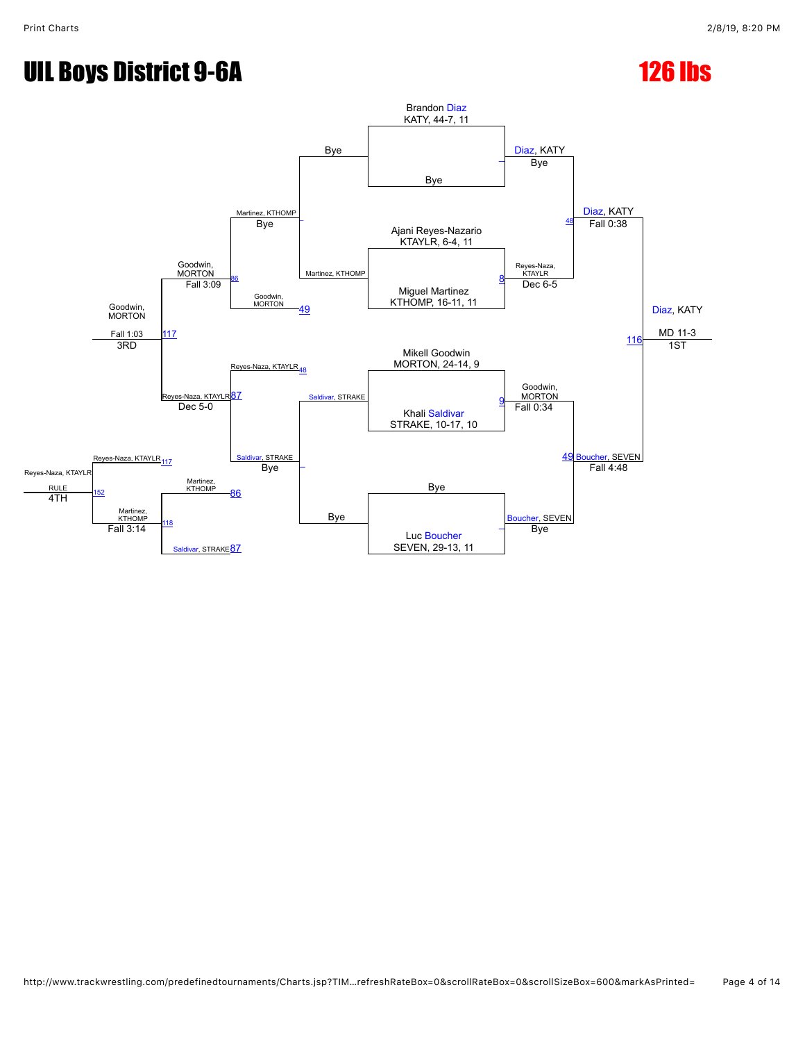# UIL Boys District 9-6A

## 126 lbs

### Championship Bracket

**First Round**

- Brandon Diaz (KATY, 44-7, 11) vs Bye — Diaz, KATY: Bye
- Ajani Reyes-Nazario (KTAYLR, 6-4, 11) vs Miguel Martinez (KTHOMP, 16-11, 11) — Reyes-Naza, KTAYLR: Dec 6-5 (Match 8)
- Mikell Goodwin (MORTON, 24-14, 9) vs Khali Saldivar (STRAKE, 10-17, 10) — Goodwin, MORTON: Fall 0:34 (Match 9)
- Bye vs Luc Boucher (SEVEN, 29-13, 11) — Boucher, SEVEN: Bye

**Semifinals**

- Diaz, KATY vs Reyes-Naza, KTAYLR — Diaz, KATY: Fall 0:38 (Match 48)
- Goodwin, MORTON vs Boucher, SEVEN — Boucher, SEVEN: Fall 4:48 (Match 49)

**Final** (Match 116)

- Diaz, KATY vs Boucher, SEVEN — Diaz, KATY: MD 11-3 — **1ST**

### Consolation Bracket

- Bye vs Martinez, KTHOMP — Martinez, KTHOMP: Bye
- Saldivar, STRAKE vs Bye — Saldivar, STRAKE: Bye
- Martinez, KTHOMP vs Goodwin, MORTON (Match 86) — Goodwin, MORTON: Fall 3:09
- Reyes-Naza, KTAYLR vs Saldivar, STRAKE (Match 87) — Reyes-Naza, KTAYLR: Dec 5-0

**3rd Place** (Match 117)

- Goodwin, MORTON vs Reyes-Naza, KTAYLR — Goodwin, MORTON: Fall 1:03 — **3RD**

**5th Place** (Match 118)

- Martinez, KTHOMP vs Saldivar, STRAKE — Martinez, KTHOMP: Fall 3:14

**4th Place** (Match 152)

- Reyes-Naza, KTAYLR vs Martinez, KTHOMP — Reyes-Naza, KTAYLR: RULE — **4TH**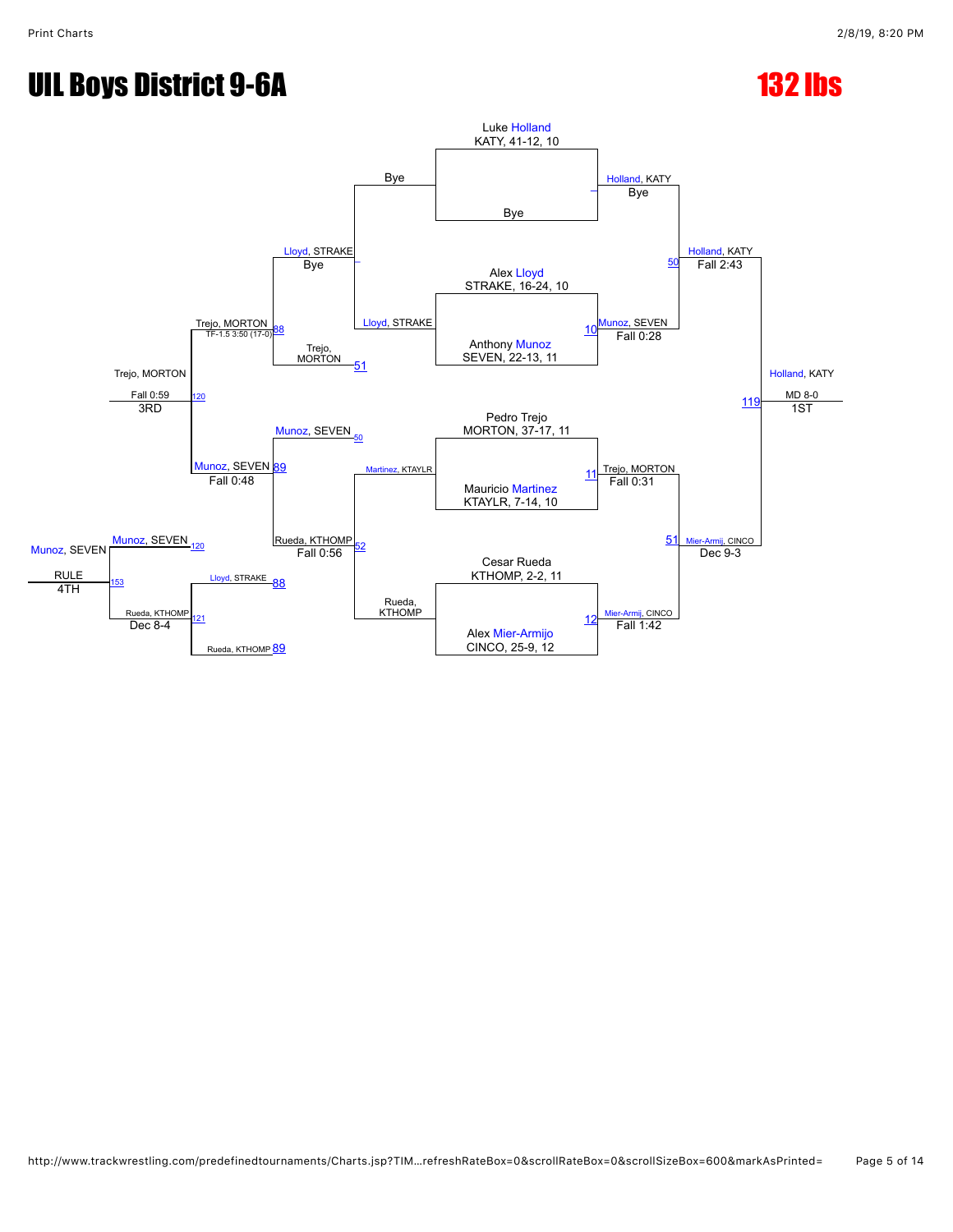# UIL Boys District 9-6A

# 132 lbs

## Championship Bracket

**Seeds:**
- Luke Holland, KATY, 41-12, 10
- Bye
- Alex Lloyd, STRAKE, 16-24, 10
- Anthony Munoz, SEVEN, 22-13, 11
- Pedro Trejo, MORTON, 37-17, 11
- Mauricio Martinez, KTAYLR, 7-14, 10
- Cesar Rueda, KTHOMP, 2-2, 11
- Alex Mier-Armijo, CINCO, 25-9, 12

**First Round:**
- Holland, KATY — Bye
- Munoz, SEVEN over Lloyd, STRAKE — Fall 0:28
- Trejo, MORTON over Martinez, KTAYLR — Fall 0:31
- Mier-Armij, CINCO over Rueda, KTHOMP — Fall 1:42

**Semifinals:**
- Holland, KATY over Munoz, SEVEN — Fall 2:43
- Mier-Armij, CINCO over Trejo, MORTON — Dec 9-3

**Final:**
- Holland, KATY — MD 8-0 — 1ST

## Consolation Bracket

**First Round:**
- Lloyd, STRAKE — Bye
- Rueda, KTHOMP over Martinez, KTAYLR — Fall 0:56

**Consolation Semifinals:**
- Trejo, MORTON over Lloyd, STRAKE — TF-1.5 3:50 (17-0)
- Munoz, SEVEN over Rueda, KTHOMP — Fall 0:48

**3rd Place:**
- Trejo, MORTON — Fall 0:59 — 3RD

**5th Place Bracket:**
- Rueda, KTHOMP over Lloyd, STRAKE — Dec 8-4

**4th Place:**
- Munoz, SEVEN — RULE — 4TH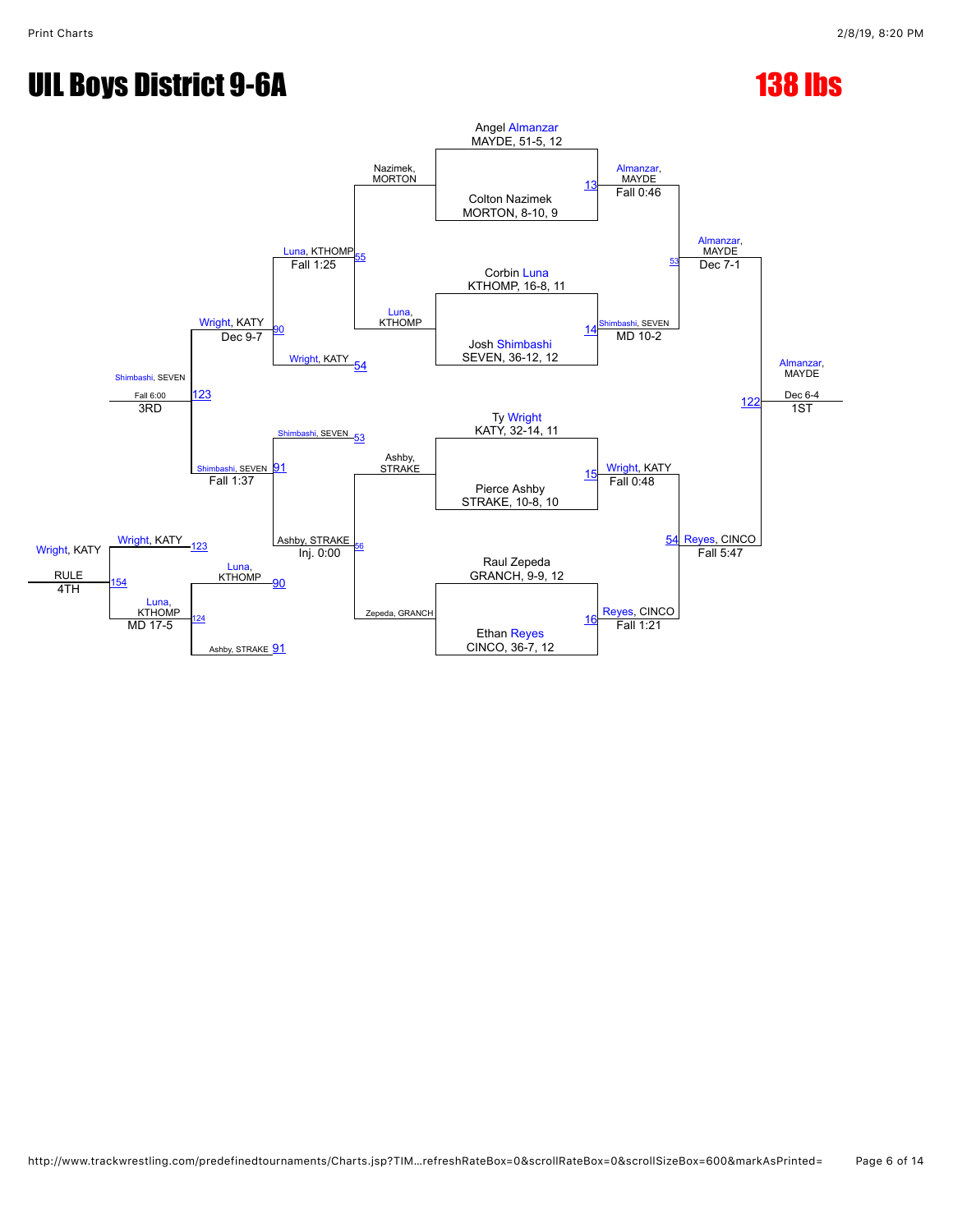# UIL Boys District 9-6A

# 138 lbs

## Championship Bracket

**Round 1**

- Angel Almanzar, MAYDE, 51-5, 12 vs. Colton Nazimek, MORTON, 8-10, 9 — Bout 13: Almanzar, MAYDE, Fall 0:46
- Corbin Luna, KTHOMP, 16-8, 11 vs. Josh Shimbashi, SEVEN, 36-12, 12 — Bout 14: Shimbashi, SEVEN, MD 10-2
- Ty Wright, KATY, 32-14, 11 vs. Pierce Ashby, STRAKE, 10-8, 10 — Bout 15: Wright, KATY, Fall 0:48
- Raul Zepeda, GRANCH, 9-9, 12 vs. Ethan Reyes, CINCO, 36-7, 12 — Bout 16: Reyes, CINCO, Fall 1:21

**Semifinals**

- Bout 53: Almanzar, MAYDE, Dec 7-1
- Bout 54: Reyes, CINCO, Fall 5:47

**Final**

- Bout 122: Almanzar, MAYDE, Dec 6-4 — 1ST

## Consolation Bracket

**Consolation Round 1**

- Bout 55: Nazimek, MORTON vs. Luna, KTHOMP — Luna, KTHOMP, Fall 1:25
- Bout 56: Ashby, STRAKE vs. Zepeda, GRANCH — Ashby, STRAKE, Inj. 0:00

**Consolation Round 2**

- Bout 90: Luna, KTHOMP vs. Wright, KATY (54) — Wright, KATY, Dec 9-7
- Bout 91: Shimbashi, SEVEN (53) vs. Ashby, STRAKE — Shimbashi, SEVEN, Fall 1:37

**3rd Place**

- Bout 123: Wright, KATY vs. Shimbashi, SEVEN — Shimbashi, SEVEN, Fall 6:00 — 3RD

**Bout 124**

- Luna, KTHOMP (90) vs. Ashby, STRAKE (91) — Luna, KTHOMP, MD 17-5

**4th Place**

- Bout 154: Wright, KATY (123) vs. Luna, KTHOMP (124) — Wright, KATY, RULE — 4TH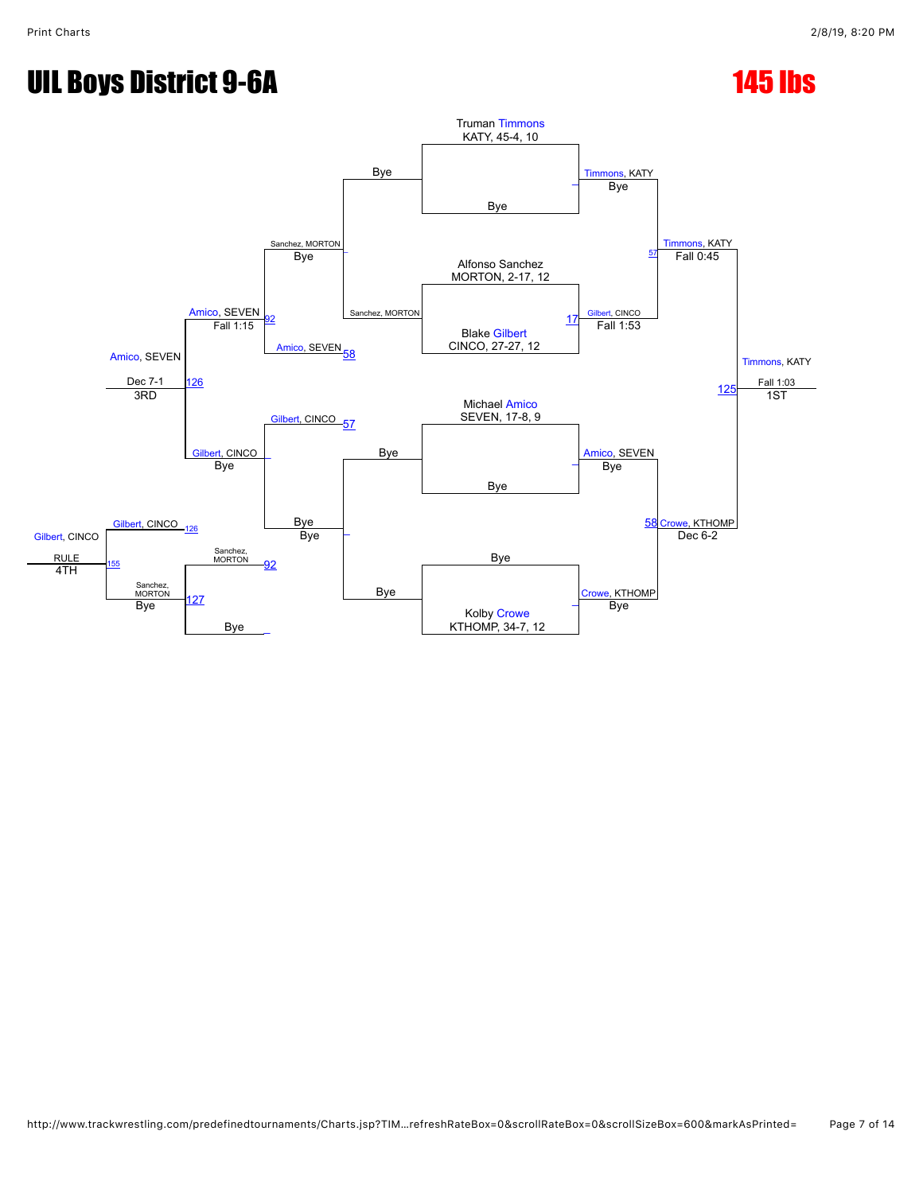# UIL Boys District 9-6A

# 145 lbs

## Championship Bracket

**Seeds / Entrants:**
- Truman Timmons, KATY, 45-4, 10
- Bye
- Alfonso Sanchez, MORTON, 2-17, 12
- Blake Gilbert, CINCO, 27-27, 12
- Michael Amico, SEVEN, 17-8, 9
- Bye
- Bye
- Kolby Crowe, KTHOMP, 34-7, 12

**Quarterfinals:**
- Timmons, KATY — Bye
- Gilbert, CINCO — Fall 1:53 (Match 17)
- Amico, SEVEN — Bye
- Crowe, KTHOMP — Bye

**Semifinals:**
- Timmons, KATY — Fall 0:45 (Match 57)
- Crowe, KTHOMP — Dec 6-2 (Match 58)

**Final (Match 125):**
- Timmons, KATY — Fall 1:03 — 1ST

## Consolation Bracket

**First round:**
- Bye / Bye
- Sanchez, MORTON — Bye
- Amico, SEVEN (Match 58)
- Gilbert, CINCO (Match 57)
- Bye

**Next round:**
- Amico, SEVEN — Fall 1:15 (Match 92)
- Gilbert, CINCO — Bye
- Sanchez, MORTON (Match 92)
- Sanchez, MORTON — Bye (Match 127)

**3rd Place (Match 126):**
- Amico, SEVEN — Dec 7-1 — 3RD

**Consolation:**
- Gilbert, CINCO (Match 126)

**4th Place (Match 155):**
- Gilbert, CINCO — RULE — 4TH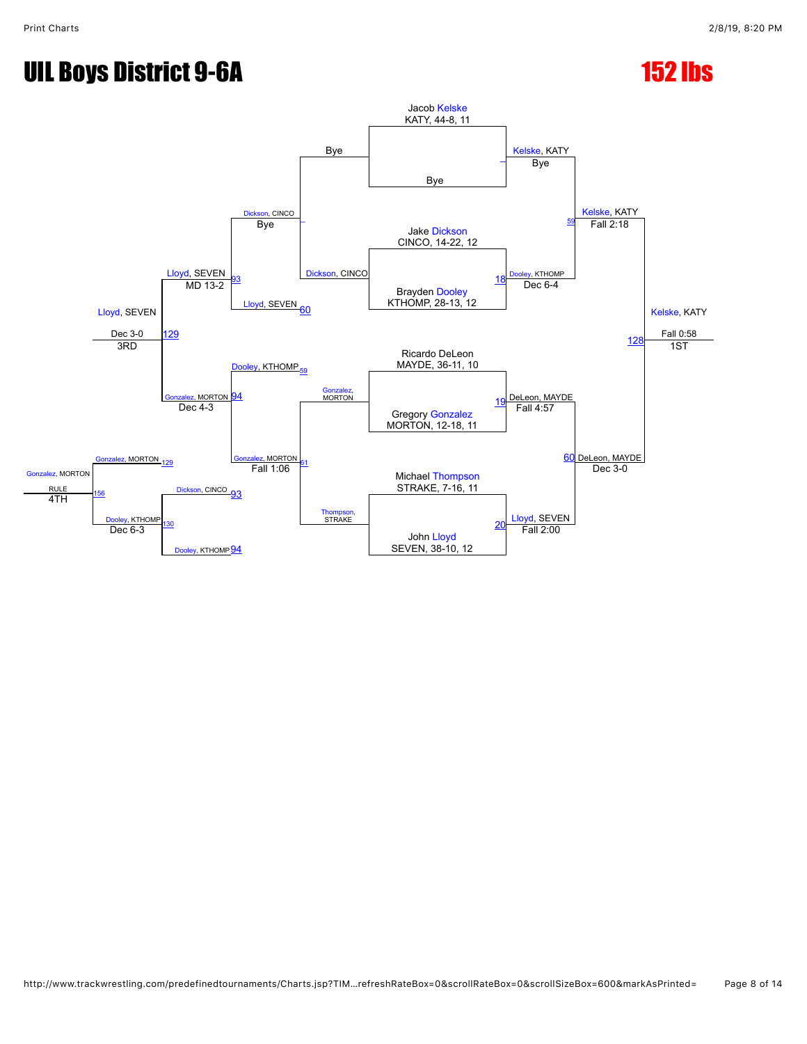# UIL Boys District 9-6A

# 152 lbs

## Championship Bracket

**Wrestlers**

- Jacob Kelske, KATY, 44-8, 11 — Bye
- Jake Dickson, CINCO, 14-22, 12
- Brayden Dooley, KTHOMP, 28-13, 12
- Ricardo DeLeon, MAYDE, 36-11, 10
- Gregory Gonzalez, MORTON, 12-18, 11
- Michael Thompson, STRAKE, 7-16, 11
- John Lloyd, SEVEN, 38-10, 12

**Quarterfinals**

- Kelske, KATY — Bye
- Bout 18: Dooley, KTHOMP — Dec 6-4
- Bout 19: DeLeon, MAYDE — Fall 4:57
- Bout 20: Lloyd, SEVEN — Fall 2:00

**Semifinals**

- Bout 59: Kelske, KATY — Fall 2:18
- Bout 60: DeLeon, MAYDE — Dec 3-0

**Final**

- Bout 128: Kelske, KATY — Fall 0:58 — 1ST

## Consolation Bracket

- Dickson, CINCO — Bye
- Bout 60: Lloyd, SEVEN
- Bout 59: Dooley, KTHOMP
- Bout 61: Gonzalez, MORTON — Fall 1:06 (Gonzalez, MORTON vs. Thompson, STRAKE)
- Bout 93: Lloyd, SEVEN — MD 13-2
- Bout 94: Gonzalez, MORTON — Dec 4-3
- Bout 129: Lloyd, SEVEN — Dec 3-0 — 3RD

## 5th/6th Place

- Bout 93: Dickson, CINCO
- Bout 94: Dooley, KTHOMP
- Bout 130: Dooley, KTHOMP — Dec 6-3

## 4th Place

- Bout 129: Gonzalez, MORTON
- Bout 130: Dooley, KTHOMP
- Bout 156: Gonzalez, MORTON — RULE — 4TH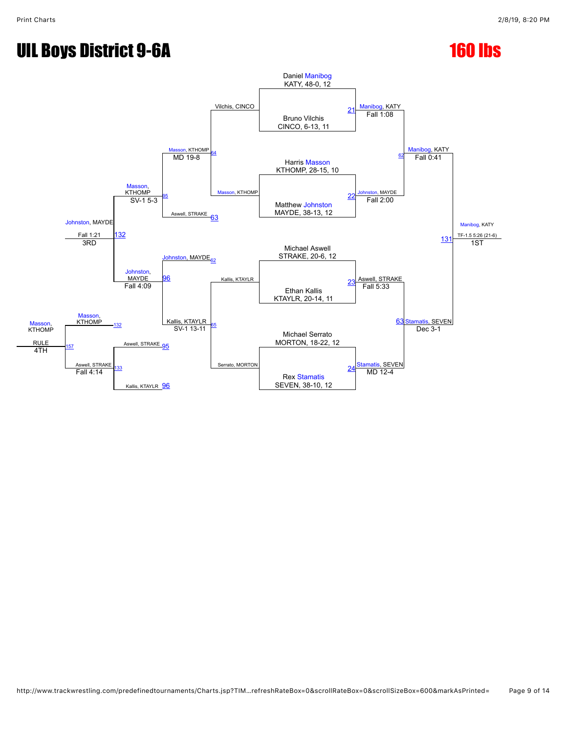# UIL Boys District 9-6A

## 160 lbs

### Championship Bracket

**Quarterfinals**

- Match 21: Daniel Manibog (KATY, 48-0, 12) vs. Bruno Vilchis (CINCO, 6-13, 11) — Manibog, KATY, Fall 1:08
- Match 22: Harris Masson (KTHOMP, 28-15, 10) vs. Matthew Johnston (MAYDE, 38-13, 12) — Johnston, MAYDE, Fall 2:00
- Match 23: Michael Aswell (STRAKE, 20-6, 12) vs. Ethan Kallis (KTAYLR, 20-14, 11) — Aswell, STRAKE, Fall 5:33
- Match 24: Michael Serrato (MORTON, 18-22, 12) vs. Rex Stamatis (SEVEN, 38-10, 12) — Stamatis, SEVEN, MD 12-4

**Semifinals**

- Match 62: Manibog, KATY vs. Johnston, MAYDE — Manibog, KATY, Fall 0:41
- Match 63: Aswell, STRAKE vs. Stamatis, SEVEN — Stamatis, SEVEN, Dec 3-1

**Final**

- Match 131: Manibog, KATY vs. Stamatis, SEVEN — Manibog, KATY, TF-1.5 5:26 (21-6) — 1ST

### Consolation Bracket

- Match 64: Vilchis, CINCO vs. Masson, KTHOMP — Masson, KTHOMP, MD 19-8
- Match 65: Kallis, KTAYLR vs. Serrato, MORTON — Kallis, KTAYLR, SV-1 13-11
- Match 95: Masson, KTHOMP vs. Aswell, STRAKE (L63) — Masson, KTHOMP, SV-1 5-3
- Match 96: Johnston, MAYDE (L62) vs. Kallis, KTAYLR — Johnston, MAYDE, Fall 4:09
- Match 132: Masson, KTHOMP vs. Johnston, MAYDE — Johnston, MAYDE, Fall 1:21 — 3RD
- Match 133: Aswell, STRAKE (L95) vs. Kallis, KTAYLR (L96) — Aswell, STRAKE, Fall 4:14
- Match 157: Masson, KTHOMP (L132) vs. Aswell, STRAKE — Masson, KTHOMP, RULE — 4TH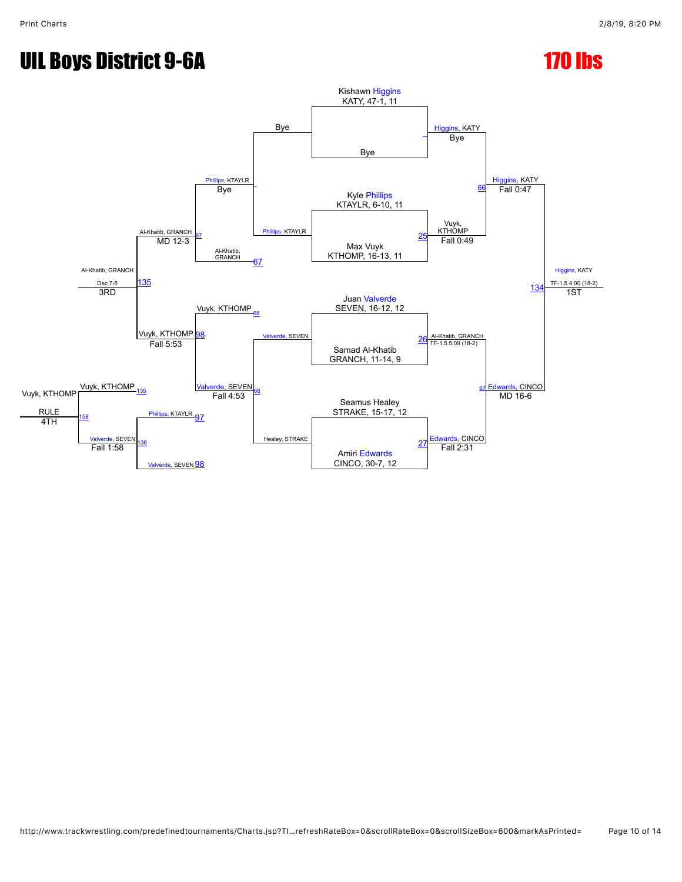# UIL Boys District 9-6A

# 170 lbs

## Championship Bracket

**First Round**

- Kishawn Higgins, KATY, 47-1, 11 vs. Bye — Higgins, KATY (Bye)
- Kyle Phillips, KTAYLR, 6-10, 11 vs. Max Vuyk, KTHOMP, 16-13, 11 (Match 25) — Vuyk, KTHOMP (Fall 0:49)
- Juan Valverde, SEVEN, 16-12, 12 vs. Samad Al-Khatib, GRANCH, 11-14, 9 (Match 26) — Al-Khatib, GRANCH (TF-1.5 5:09 (18-2))
- Seamus Healey, STRAKE, 15-17, 12 vs. Amiri Edwards, CINCO, 30-7, 12 (Match 27) — Edwards, CINCO (Fall 2:31)

**Semifinals**

- Higgins, KATY vs. Vuyk, KTHOMP (Match 66) — Higgins, KATY (Fall 0:47)
- Al-Khatib, GRANCH vs. Edwards, CINCO (Match 67) — Edwards, CINCO (MD 16-6)

**Final**

- Higgins, KATY vs. Edwards, CINCO (Match 134) — Higgins, KATY (TF-1.5 4:00 (18-2)) — 1ST

## Consolation Bracket

**Consolation Round 1**

- Bye vs. Phillips, KTAYLR — Phillips, KTAYLR (Bye)
- Valverde, SEVEN vs. Healey, STRAKE (Match 68) — Valverde, SEVEN (Fall 4:53)

**Consolation Semifinals**

- Phillips, KTAYLR vs. Al-Khatib, GRANCH (Match 97) — Al-Khatib, GRANCH (MD 12-3)
- Vuyk, KTHOMP vs. Valverde, SEVEN (Match 98) — Vuyk, KTHOMP (Fall 5:53)

**3rd Place**

- Al-Khatib, GRANCH vs. Vuyk, KTHOMP (Match 135) — Al-Khatib, GRANCH (Dec 7-5) — 3RD

**5th Place Bracket**

- Phillips, KTAYLR vs. Valverde, SEVEN (Match 136) — Valverde, SEVEN (Fall 1:58)

**4th Place**

- Vuyk, KTHOMP vs. Valverde, SEVEN (Match 158) — Vuyk, KTHOMP (RULE) — 4TH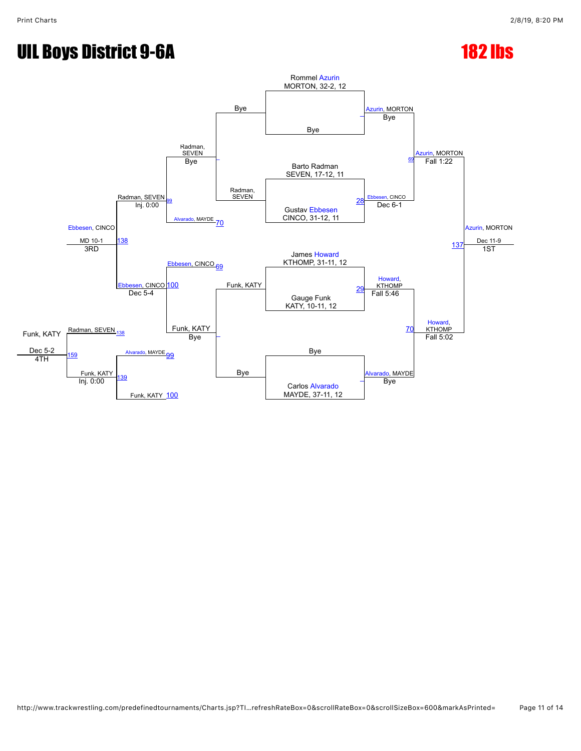# UIL Boys District 9-6A

## 182 lbs

### Championship Bracket

**First Round**

- Rommel Azurin, MORTON, 32-2, 12 vs. Bye — Azurin, MORTON (Bye)
- Barto Radman, SEVEN, 17-12, 11 vs. Gustav Ebbesen, CINCO, 31-12, 11 (28) — Ebbesen, CINCO (Dec 6-1)
- James Howard, KTHOMP, 31-11, 12 vs. Gauge Funk, KATY, 10-11, 12 (29) — Howard, KTHOMP (Fall 5:46)
- Bye vs. Carlos Alvarado, MAYDE, 37-11, 12 — Alvarado, MAYDE (Bye)

**Semifinals**

- Azurin, MORTON vs. Ebbesen, CINCO (69) — Azurin, MORTON (Fall 1:22)
- Howard, KTHOMP vs. Alvarado, MAYDE (70) — Howard, KTHOMP (Fall 5:02)

**Final**

- Azurin, MORTON vs. Howard, KTHOMP (137) — Azurin, MORTON (Dec 11-9) — 1ST

### Consolation Bracket

- Bye vs. Radman, SEVEN — Radman, SEVEN (Bye)
- Funk, KATY vs. Bye — Funk, KATY (Bye)
- Radman, SEVEN vs. Alvarado, MAYDE (70) — Radman, SEVEN (Inj. 0:00)
- Ebbesen, CINCO (69) vs. Funk, KATY (100) — Ebbesen, CINCO (Dec 5-4)
- Radman, SEVEN (99) vs. Ebbesen, CINCO (100) (138) — Ebbesen, CINCO (MD 10-1) — 3RD
- Alvarado, MAYDE (99) vs. Funk, KATY (100) (139) — Funk, KATY (Inj. 0:00)
- Radman, SEVEN (138) vs. Funk, KATY (139) (159) — Funk, KATY (Dec 5-2) — 4TH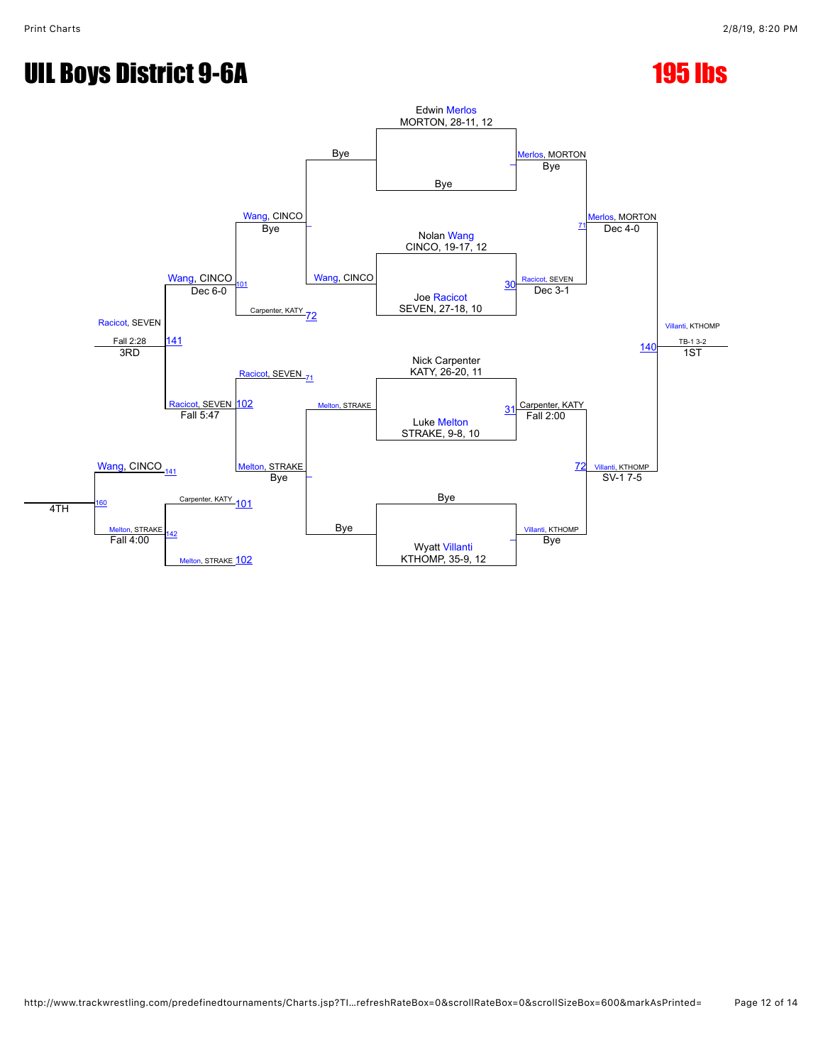# UIL Boys District 9-6A

## 195 lbs

**Championship Bracket**

| Seed/Wrestler | Round 1 | Semifinals | Finals |
|---|---|---|---|
| Edwin Merlos, MORTON, 28-11, 12 vs Bye | Merlos, MORTON (Bye) | | |
| Nolan Wang, CINCO, 19-17, 12 vs Joe Racicot, SEVEN, 27-18, 10 | Racicot, SEVEN (Dec 3-1) — Match 30 | Merlos, MORTON (Dec 4-0) — Match 71 | |
| Nick Carpenter, KATY, 26-20, 11 vs Luke Melton, STRAKE, 9-8, 10 | Carpenter, KATY (Fall 2:00) — Match 31 | | Villanti, KTHOMP (TB-1 3-2) — Match 140 — 1ST |
| Bye vs Wyatt Villanti, KTHOMP, 35-9, 12 | Villanti, KTHOMP (Bye) | Villanti, KTHOMP (SV-1 7-5) — Match 72 | |

**Consolation Bracket**

| Match | Wrestlers | Result |
|---|---|---|
| — | Bye vs Wang, CINCO | Wang, CINCO (Bye) |
| — | Melton, STRAKE vs Bye | Melton, STRAKE (Bye) |
| 101 | Wang, CINCO vs Carpenter, KATY (72) | Wang, CINCO (Dec 6-0) |
| 102 | Racicot, SEVEN (71) vs Melton, STRAKE | Racicot, SEVEN (Fall 5:47) |
| 141 | Wang, CINCO vs Racicot, SEVEN | Racicot, SEVEN (Fall 2:28) — 3RD |
| 142 | Carpenter, KATY (101) vs Melton, STRAKE (102) | Melton, STRAKE (Fall 4:00) |
| 160 | Wang, CINCO (141) vs Melton, STRAKE (142) | 4TH |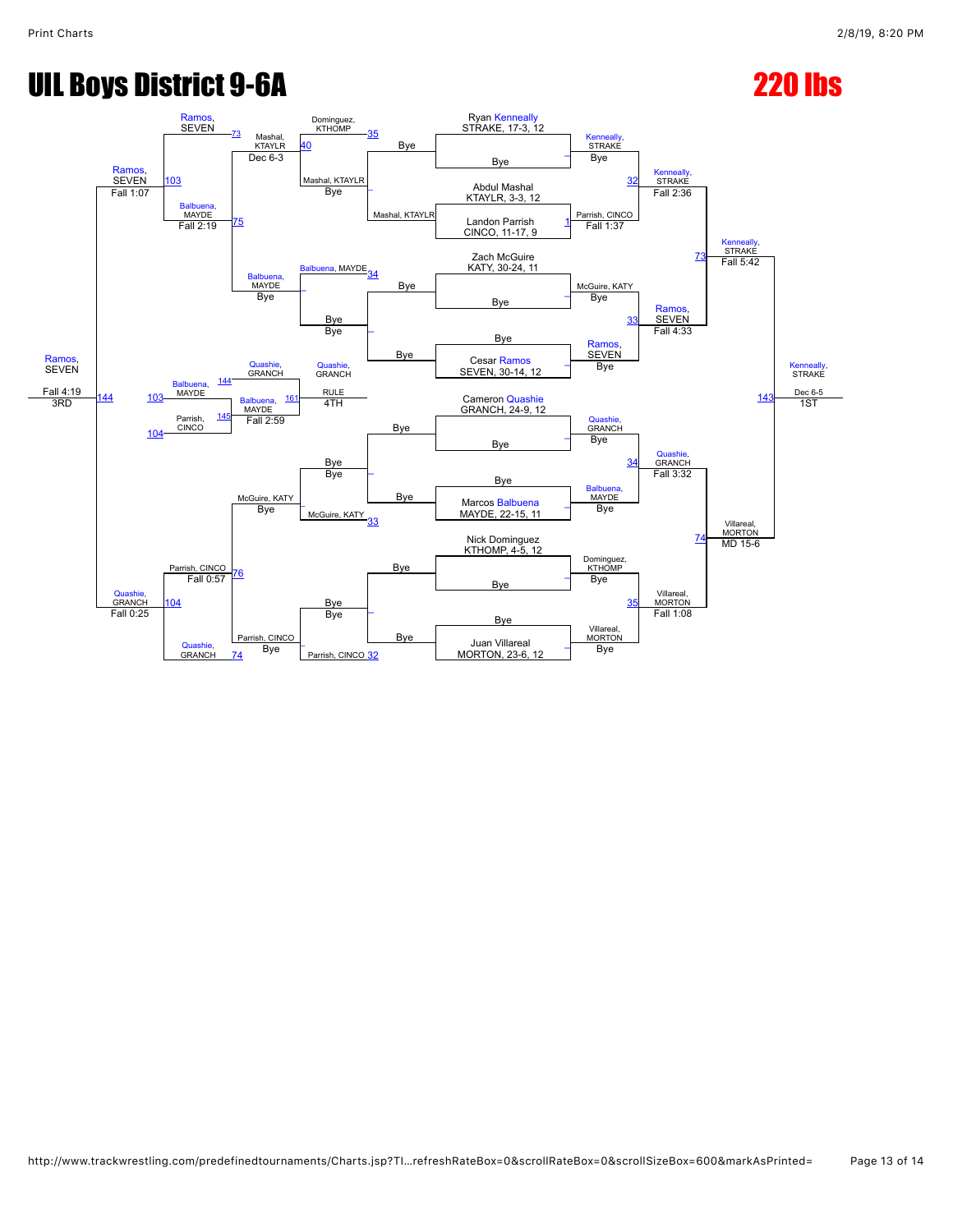# UIL Boys District 9-6A

# 220 lbs

## Championship Bracket

**First Round**
- Ryan Kenneally, STRAKE, 17-3, 12 vs Bye — Kenneally, STRAKE, Bye
- Abdul Mashal, KTAYLR, 3-3, 12 vs Landon Parrish, CINCO, 11-17, 9 — Parrish, CINCO, Fall 1:37 (1)
- Zach McGuire, KATY, 30-24, 11 vs Bye — McGuire, KATY, Bye
- Bye vs Cesar Ramos, SEVEN, 30-14, 12 — Ramos, SEVEN, Bye
- Cameron Quashie, GRANCH, 24-9, 12 vs Bye — Quashie, GRANCH, Bye
- Bye vs Marcos Balbuena, MAYDE, 22-15, 11 — Balbuena, MAYDE, Bye
- Nick Dominguez, KTHOMP, 4-5, 12 vs Bye — Dominguez, KTHOMP, Bye
- Bye vs Juan Villareal, MORTON, 23-6, 12 — Villareal, MORTON, Bye

**Quarterfinals**
- Kenneally, STRAKE vs Parrish, CINCO — Kenneally, STRAKE, Fall 2:36 (32)
- McGuire, KATY vs Ramos, SEVEN — Ramos, SEVEN, Fall 4:33 (33)
- Quashie, GRANCH vs Balbuena, MAYDE — Quashie, GRANCH, Fall 3:32 (34)
- Dominguez, KTHOMP vs Villareal, MORTON — Villareal, MORTON, Fall 1:08 (35)

**Semifinals**
- Kenneally, STRAKE vs Ramos, SEVEN — Kenneally, STRAKE, Fall 5:42 (73)
- Quashie, GRANCH vs Villareal, MORTON — Villareal, MORTON, MD 15-6 (74)

**Final**
- Kenneally, STRAKE vs Villareal, MORTON — Kenneally, STRAKE, Dec 6-5 (143) — 1ST

## Consolation Bracket

**First Round**
- Mashal, KTAYLR vs Bye — Mashal, KTAYLR, Bye
- Bye vs Bye
- Bye vs Bye
- Bye vs Bye

**Second Round**
- Dominguez, KTHOMP vs Mashal, KTAYLR — Mashal, KTAYLR, Bye (35)
- Balbuena, MAYDE vs Bye — Balbuena, MAYDE, Bye (34)
- Bye vs McGuire, KATY — McGuire, KATY, Bye (33)
- Bye vs Parrish, CINCO — Parrish, CINCO, Bye (32)

**Third Round**
- Ramos, SEVEN vs Mashal, KTAYLR — Mashal, KTAYLR, Dec 6-3 (73)
- Balbuena, MAYDE vs Balbuena, MAYDE — Balbuena, MAYDE, Bye
- McGuire, KATY — McGuire, KATY, Bye
- Parrish, CINCO vs Quashie, GRANCH — Parrish, CINCO, Bye (74)

**Fourth Round**
- Mashal, KTAYLR vs Balbuena, MAYDE — Balbuena, MAYDE, Fall 2:19 (75)
- McGuire, KATY vs Parrish, CINCO — Parrish, CINCO, Fall 0:57 (76)

**Consolation Semifinals**
- Ramos, SEVEN vs Balbuena, MAYDE — Ramos, SEVEN, Fall 1:07 (103)
- Parrish, CINCO vs Quashie, GRANCH — Quashie, GRANCH, Fall 0:25 (104)

**3rd Place**
- Ramos, SEVEN vs Quashie, GRANCH — Ramos, SEVEN, Fall 4:19 (144) — 3RD

**Wrestlebacks**
- Balbuena, MAYDE (103) vs Parrish, CINCO (104) — Balbuena, MAYDE (144/145)
- Quashie, GRANCH vs Balbuena, MAYDE — Balbuena, MAYDE, Fall 2:59 (161)
- Quashie, GRANCH — RULE — 4TH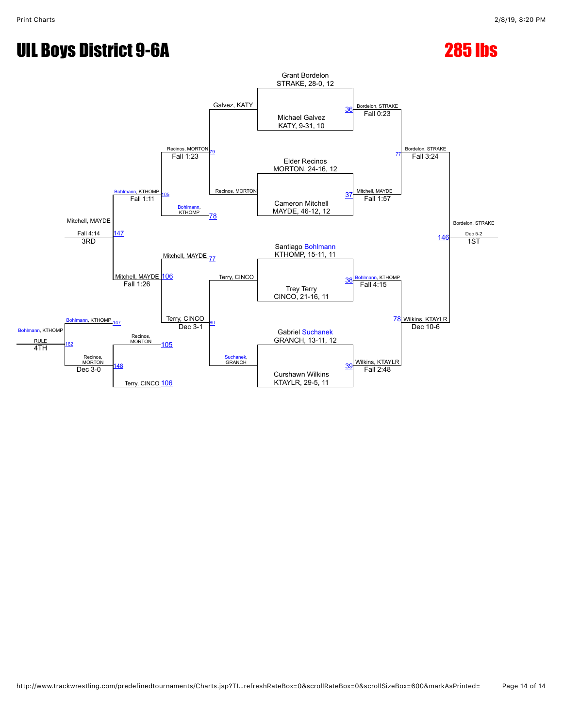# UIL Boys District 9-6A

# 285 lbs

Grant Bordelon
STRAKE, 28-0, 12

Galvez, KATY

36 Bordelon, STRAKE
Fall 0:23

Michael Galvez
KATY, 9-31, 10

Bordelon, STRAKE

Recinos, MORTON 79
Fall 1:23

77 Fall 3:24

Elder Recinos
MORTON, 24-16, 12

Bohlmann, KTHOMP 105
Fall 1:11

Recinos, MORTON

37 Mitchell, MAYDE
Fall 1:57

Bohlmann, KTHOMP 78

Cameron Mitchell
MAYDE, 46-12, 12

Mitchell, MAYDE

Fall 4:14 147
3RD

Bordelon, STRAKE

146 Dec 5-2
1ST

Santiago Bohlmann
KTHOMP, 15-11, 11

Mitchell, MAYDE 77

Mitchell, MAYDE 106
Fall 1:26

Terry, CINCO

38 Bohlmann, KTHOMP
Fall 4:15

Trey Terry
CINCO, 21-16, 11

Bohlmann, KTHOMP 147

Terry, CINCO 80
Dec 3-1

78 Wilkins, KTAYLR
Dec 10-6

Bohlmann, KTHOMP

RULE 162
4TH

Recinos, MORTON 105

Gabriel Suchanek
GRANCH, 13-11, 12

Recinos, MORTON 148
Dec 3-0

Suchanek, GRANCH

39 Wilkins, KTAYLR
Fall 2:48

Terry, CINCO 106

Curshawn Wilkins
KTAYLR, 29-5, 11